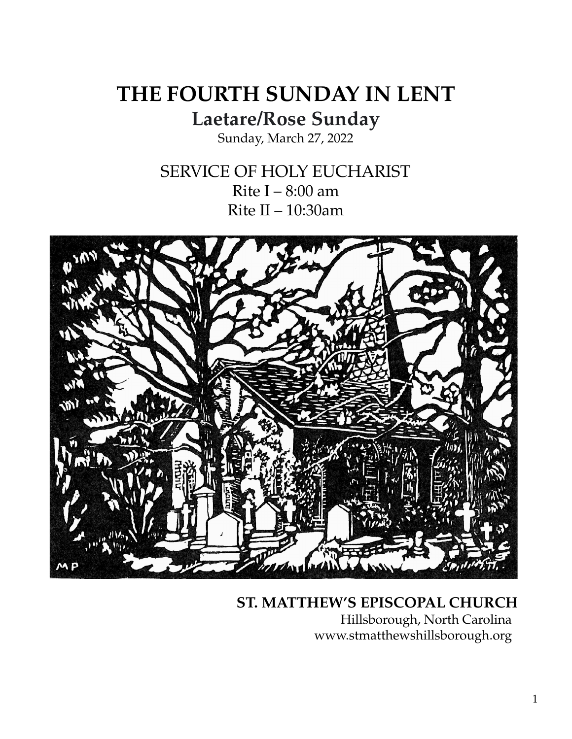# THE FOURTH SUNDAY IN LENT

## Laetare/Rose Sunday

Sunday, March 27, 2022

SERVICE OF HOLY EUCHARIST

Rite I – 8:00 am

Rite II – 10:30am

**ST. MATTHEW'S EPISCOPAL CHURCH**

Hillsborough, North Carolina

www.stmatthewshillsborough.org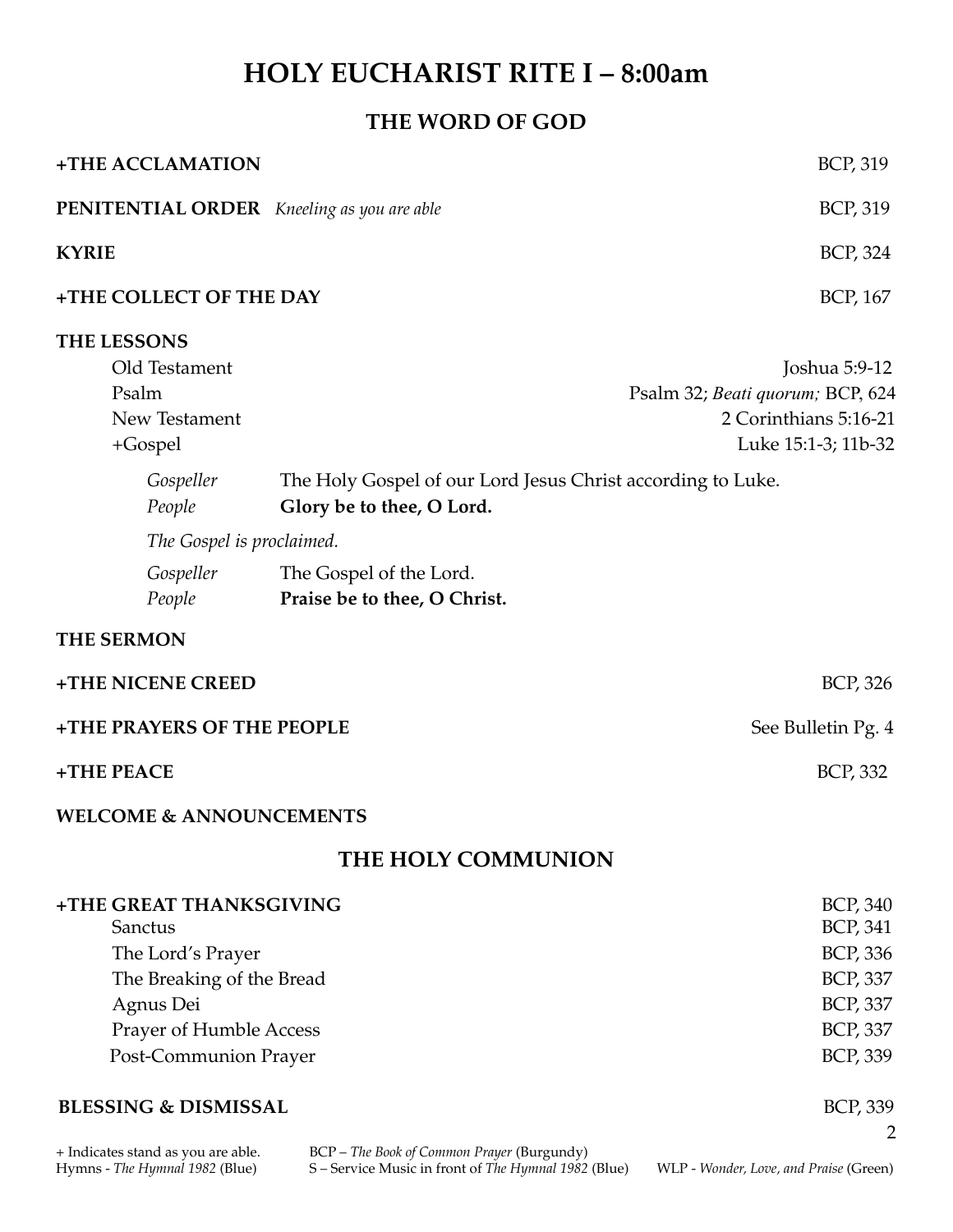# HOLY EUCHARIST RITE I – 8:00am

## THE WORD OF GOD

**+THE ACCLAMATION** BCP, 319

**PENITENTIAL ORDER** *Kneeling as you are able* BCP, 319

**KYRIE** BCP, 324

**+THE COLLECT OF THE DAY** BCP, 167

**THE LESSONS**

Old Testament — Joshua 5:9-12

Psalm — Psalm 32; *Beati quorum;* BCP, 624

New Testament — 2 Corinthians 5:16-21

+Gospel — Luke 15:1-3; 11b-32

*Gospeller* The Holy Gospel of our Lord Jesus Christ according to Luke.
*People* **Glory be to thee, O Lord.**

*The Gospel is proclaimed.*

*Gospeller* The Gospel of the Lord.
*People* **Praise be to thee, O Christ.**

**THE SERMON**

**+THE NICENE CREED** BCP, 326

**+THE PRAYERS OF THE PEOPLE** See Bulletin Pg. 4

**+THE PEACE** BCP, 332

**WELCOME & ANNOUNCEMENTS**

## THE HOLY COMMUNION

**+THE GREAT THANKSGIVING** BCP, 340

Sanctus BCP, 341

The Lord's Prayer BCP, 336

The Breaking of the Bread BCP, 337

Agnus Dei BCP, 337

Prayer of Humble Access BCP, 337

Post-Communion Prayer BCP, 339

**BLESSING & DISMISSAL** BCP, 339

+ Indicates stand as you are able.
Hymns - *The Hymnal 1982* (Blue)
BCP – *The Book of Common Prayer* (Burgundy)
S – Service Music in front of *The Hymnal 1982* (Blue)
WLP - *Wonder, Love, and Praise* (Green)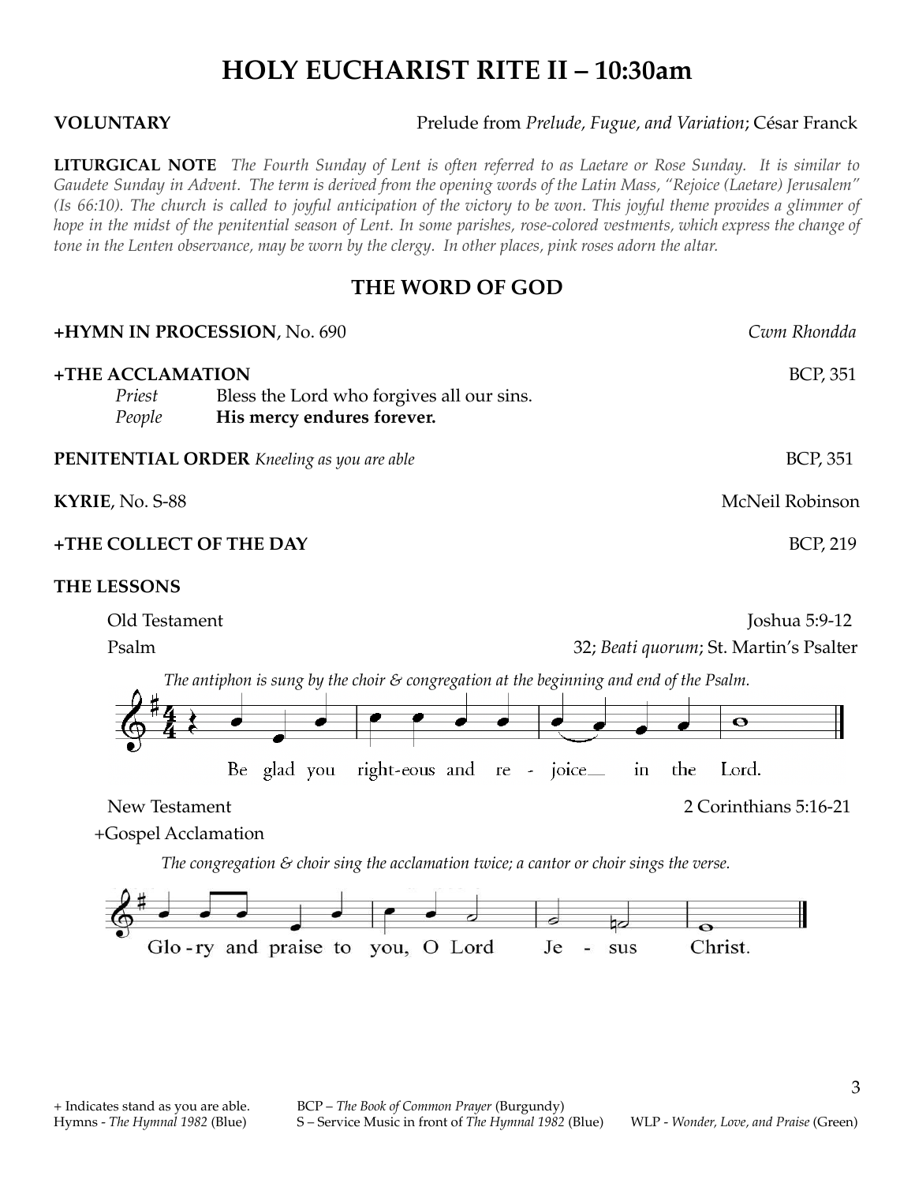# HOLY EUCHARIST RITE II – 10:30am

**VOLUNTARY** Prelude from *Prelude, Fugue, and Variation*; César Franck

**LITURGICAL NOTE** *The Fourth Sunday of Lent is often referred to as Laetare or Rose Sunday. It is similar to Gaudete Sunday in Advent. The term is derived from the opening words of the Latin Mass, "Rejoice (Laetare) Jerusalem" (Is 66:10). The church is called to joyful anticipation of the victory to be won. This joyful theme provides a glimmer of hope in the midst of the penitential season of Lent. In some parishes, rose-colored vestments, which express the change of tone in the Lenten observance, may be worn by the clergy. In other places, pink roses adorn the altar.*

## THE WORD OF GOD

**+HYMN IN PROCESSION**, No. 690 *Cwm Rhondda*

**+THE ACCLAMATION** BCP, 351

*Priest* Bless the Lord who forgives all our sins.
*People* **His mercy endures forever.**

**PENITENTIAL ORDER** *Kneeling as you are able* BCP, 351

**KYRIE**, No. S-88 McNeil Robinson

**+THE COLLECT OF THE DAY** BCP, 219

**THE LESSONS**

Old Testament Joshua 5:9-12

Psalm 32; *Beati quorum*; St. Martin's Psalter

*The antiphon is sung by the choir & congregation at the beginning and end of the Psalm.*

Be glad you right-eous and re - joice in the Lord.

New Testament 2 Corinthians 5:16-21

+Gospel Acclamation

*The congregation & choir sing the acclamation twice; a cantor or choir sings the verse.*

Glo - ry and praise to you, O Lord Je - sus Christ.

+ Indicates stand as you are able. BCP – *The Book of Common Prayer* (Burgundy)
Hymns - *The Hymnal 1982* (Blue) S – Service Music in front of *The Hymnal 1982* (Blue) WLP - *Wonder, Love, and Praise* (Green)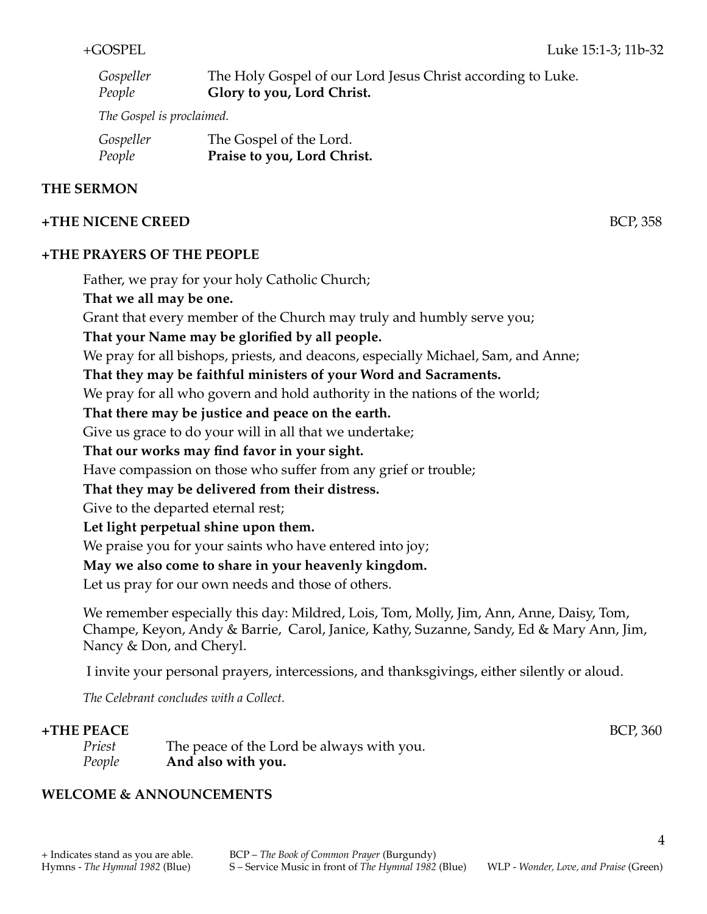+GOSPEL Luke 15:1-3; 11b-32

*Gospeller* The Holy Gospel of our Lord Jesus Christ according to Luke.
*People* **Glory to you, Lord Christ.**

*The Gospel is proclaimed.*

*Gospeller* The Gospel of the Lord.
*People* **Praise to you, Lord Christ.**

**THE SERMON**

**+THE NICENE CREED** BCP, 358

**+THE PRAYERS OF THE PEOPLE**

Father, we pray for your holy Catholic Church;
**That we all may be one.**
Grant that every member of the Church may truly and humbly serve you;
**That your Name may be glorified by all people.**
We pray for all bishops, priests, and deacons, especially Michael, Sam, and Anne;
**That they may be faithful ministers of your Word and Sacraments.**
We pray for all who govern and hold authority in the nations of the world;
**That there may be justice and peace on the earth.**
Give us grace to do your will in all that we undertake;
**That our works may find favor in your sight.**
Have compassion on those who suffer from any grief or trouble;
**That they may be delivered from their distress.**
Give to the departed eternal rest;
**Let light perpetual shine upon them.**
We praise you for your saints who have entered into joy;
**May we also come to share in your heavenly kingdom.**
Let us pray for our own needs and those of others.

We remember especially this day: Mildred, Lois, Tom, Molly, Jim, Ann, Anne, Daisy, Tom, Champe, Keyon, Andy & Barrie, Carol, Janice, Kathy, Suzanne, Sandy, Ed & Mary Ann, Jim, Nancy & Don, and Cheryl.

I invite your personal prayers, intercessions, and thanksgivings, either silently or aloud.

*The Celebrant concludes with a Collect.*

**+THE PEACE** BCP, 360

*Priest* The peace of the Lord be always with you.
*People* **And also with you.**

**WELCOME & ANNOUNCEMENTS**

+ Indicates stand as you are able. BCP – *The Book of Common Prayer* (Burgundy)
Hymns - *The Hymnal 1982* (Blue) S – Service Music in front of *The Hymnal 1982* (Blue) WLP - *Wonder, Love, and Praise* (Green)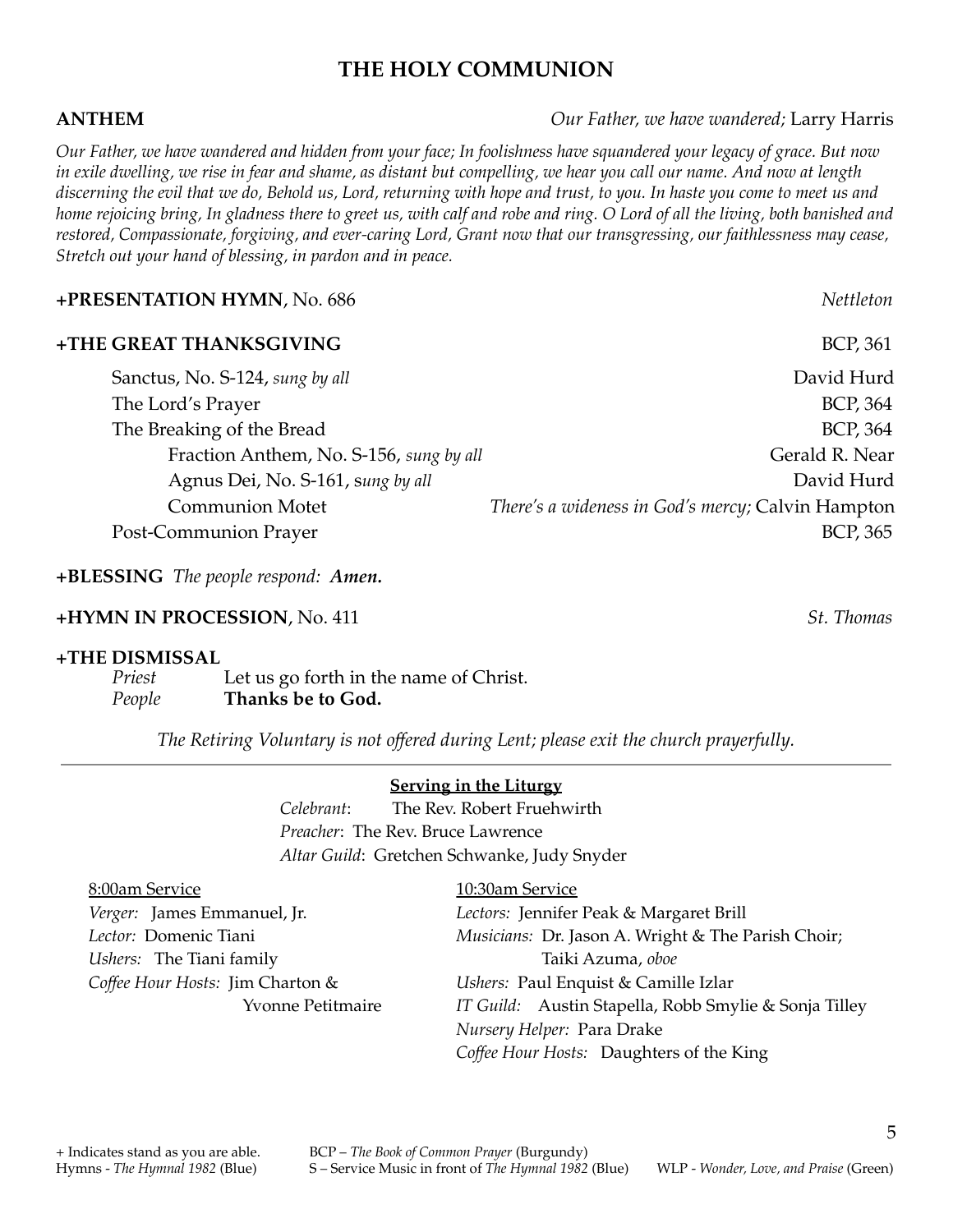# THE HOLY COMMUNION

**ANTHEM** *Our Father, we have wandered;* Larry Harris

*Our Father, we have wandered and hidden from your face; In foolishness have squandered your legacy of grace. But now in exile dwelling, we rise in fear and shame, as distant but compelling, we hear you call our name. And now at length discerning the evil that we do, Behold us, Lord, returning with hope and trust, to you. In haste you come to meet us and home rejoicing bring, In gladness there to greet us, with calf and robe and ring. O Lord of all the living, both banished and restored, Compassionate, forgiving, and ever-caring Lord, Grant now that our transgressing, our faithlessness may cease, Stretch out your hand of blessing, in pardon and in peace.*

**+PRESENTATION HYMN**, No. 686 *Nettleton*

**+THE GREAT THANKSGIVING** BCP, 361

- Sanctus, No. S-124, *sung by all* — David Hurd
- The Lord's Prayer — BCP, 364
- The Breaking of the Bread — BCP, 364
  - Fraction Anthem, No. S-156, *sung by all* — Gerald R. Near
  - Agnus Dei, No. S-161, *sung by all* — David Hurd
  - Communion Motet — *There's a wideness in God's mercy;* Calvin Hampton
- Post-Communion Prayer — BCP, 365

**+BLESSING** *The people respond:* ***Amen.***

**+HYMN IN PROCESSION**, No. 411 *St. Thomas*

**+THE DISMISSAL**

*Priest* Let us go forth in the name of Christ.
*People* **Thanks be to God.**

*The Retiring Voluntary is not offered during Lent; please exit the church prayerfully.*

---

**Serving in the Liturgy**

*Celebrant*: The Rev. Robert Fruehwirth
*Preacher*: The Rev. Bruce Lawrence
*Altar Guild*: Gretchen Schwanke, Judy Snyder

8:00am Service

*Verger:* James Emmanuel, Jr.
*Lector:* Domenic Tiani
*Ushers:* The Tiani family
*Coffee Hour Hosts:* Jim Charton & Yvonne Petitmaire

10:30am Service

*Lectors:* Jennifer Peak & Margaret Brill
*Musicians:* Dr. Jason A. Wright & The Parish Choir; Taiki Azuma, *oboe*
*Ushers:* Paul Enquist & Camille Izlar
*IT Guild:* Austin Stapella, Robb Smylie & Sonja Tilley
*Nursery Helper:* Para Drake
*Coffee Hour Hosts:* Daughters of the King

+ Indicates stand as you are able. Hymns - *The Hymnal 1982* (Blue) BCP – *The Book of Common Prayer* (Burgundy) S – Service Music in front of *The Hymnal 1982* (Blue) WLP - *Wonder, Love, and Praise* (Green)